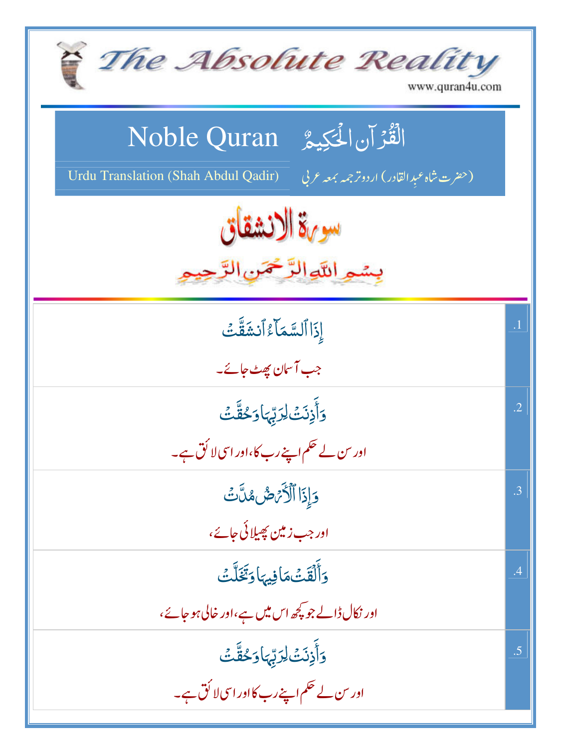# The Absolute Reality

www.quran4u.com

## Noble Quran القُرآن الحَكِيمُ

Urdu Translation (Shah Abdul Qadir) (حضرت شاہ عبدِالقادر) اردو ترجمہ بمعہ عربی

## سورۃ الانشقاق

بِسۡمِ اللّٰہِ الرَّحۡمٰنِ الرَّحِیۡمِ

| | |
|---|---|
| .1 | إِذَا ٱلسَّمَآءُ ٱنشَقَّتۡ<br>جب آسمان پھٹ جائے۔ |
| .2 | وَأَذِنَتۡ لِرَبِّهَا وَحُقَّتۡ<br>اور سن لے حکم اپنے رب کا، اور اسی لائق ہے۔ |
| .3 | وَإِذَا ٱلۡأَرۡضُ مُدَّتۡ<br>اور جب زمین پھیلائی جائے، |
| .4 | وَأَلۡقَتۡ مَا فِيهَا وَتَخَلَّتۡ<br>اور نکال ڈالے جو کچھ اس میں ہے، اور خالی ہو جائے، |
| .5 | وَأَذِنَتۡ لِرَبِّهَا وَحُقَّتۡ<br>اور سن لے حکم اپنے رب کا اور اسی لائق ہے۔ |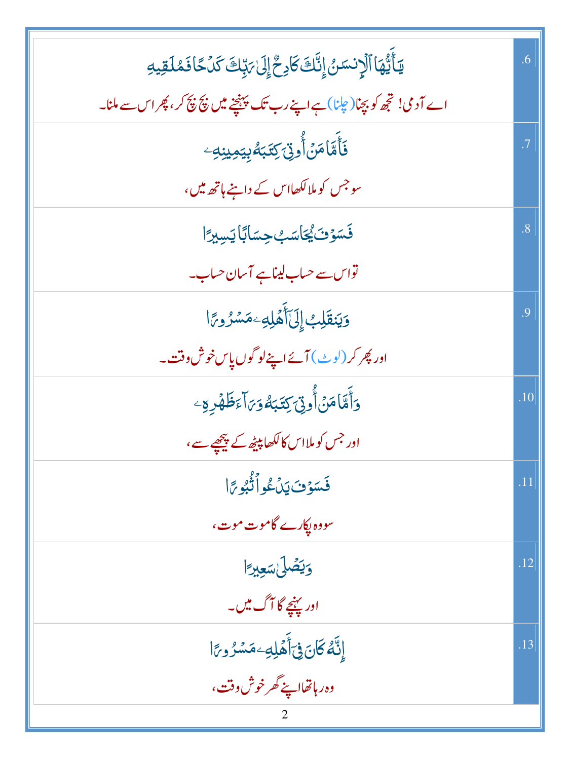| | |
|---|---|
| يَـٰٓأَيُّهَا ٱلۡإِنسَـٰنُ إِنَّكَ كَادِحٌ إِلَىٰ رَبِّكَ كَدۡحًا فَمُلَـٰقِيهِ<br>اے آدمی! تجھ کو پچنا (چلنا) ہے اپنے رب تک پہنچنے میں پچ پچ کر، پھر اس سے ملنا۔ | .6 |
| فَأَمَّا مَنۡ أُوتِىَ كِتَـٰبَهُۥ بِيَمِينِهِۦ<br>سو جس کو ملا لکھا اس کے داہنے ہاتھ میں، | .7 |
| فَسَوۡفَ يُحَاسَبُ حِسَابًا يَسِيرًا<br>تو اس سے حساب لینا ہے آسان حساب۔ | .8 |
| وَيَنقَلِبُ إِلَىٰٓ أَهۡلِهِۦ مَسۡرُورًا<br>اور پھر کر (لوٹ) آئے اپنے لوگوں پاس خوش وقت۔ | .9 |
| وَأَمَّا مَنۡ أُوتِىَ كِتَـٰبَهُۥ وَرَآءَ ظَهۡرِهِۦ<br>اور جس کو ملا اس کا لکھا پیٹھ کے پیچھے سے، | .10 |
| فَسَوۡفَ يَدۡعُواْ ثُبُورًا<br>سو وہ پکارے گا موت موت، | .11 |
| وَيَصۡلَىٰ سَعِيرًا<br>اور پہنچے گا آگ میں۔ | .12 |
| إِنَّهُۥ كَانَ فِىٓ أَهۡلِهِۦ مَسۡرُورًا<br>وہ رہا تھا اپنے گھر خوش وقت، | .13 |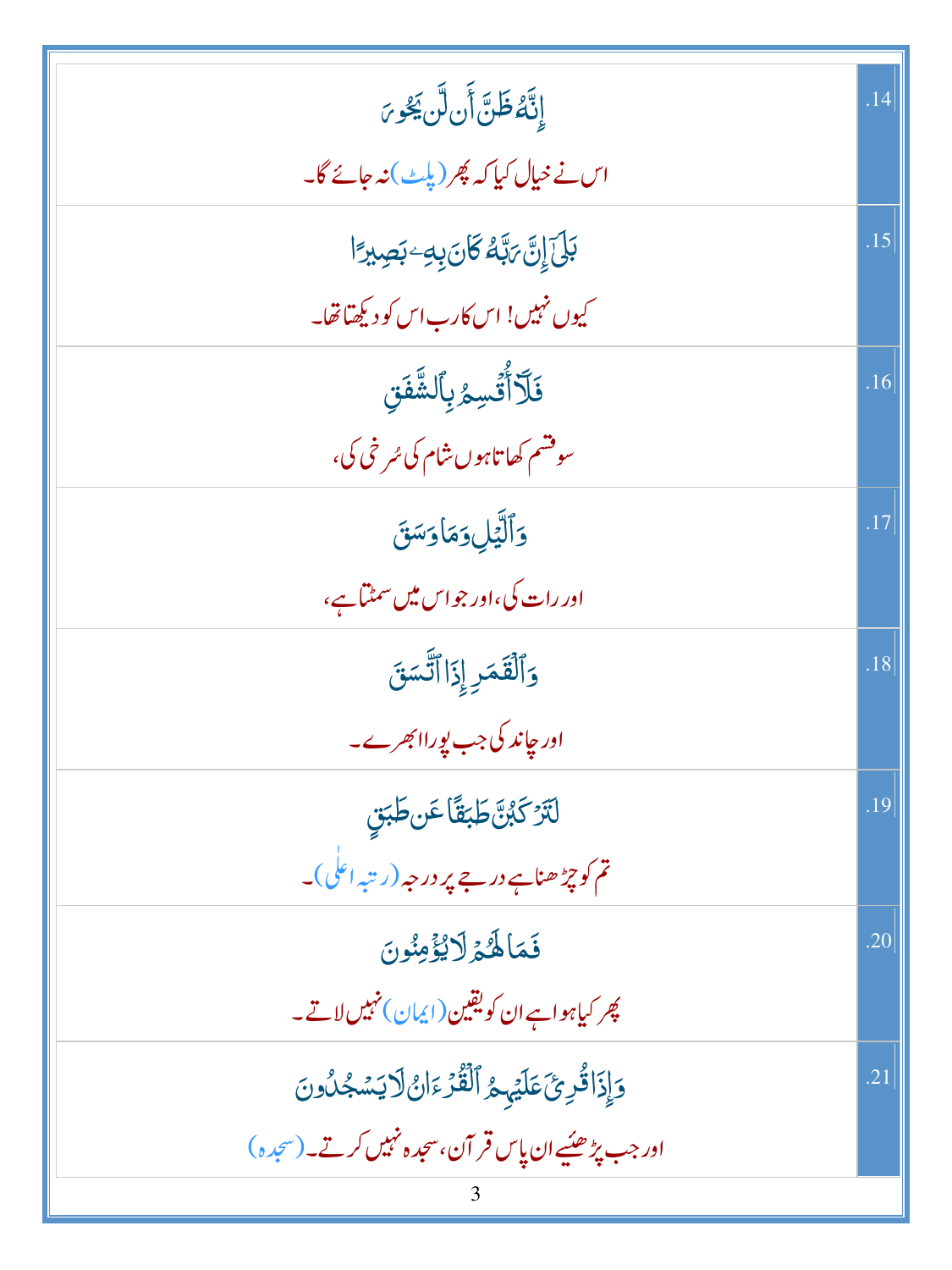| | |
|---|---|
| إِنَّهُۥ ظَنَّ أَن لَّن يَحُورَ<br>اس نے خیال کیا کہ پھر (پلٹ) نہ جائے گا۔ | .14 |
| بَلَىٰٓ إِنَّ رَبَّهُۥ كَانَ بِهِۦ بَصِيرًا<br>کیوں نہیں! اس کا رب اس کو دیکھتا تھا۔ | .15 |
| فَلَآ أُقْسِمُ بِٱلشَّفَقِ<br>سو قسم کھاتا ہوں شام کی سُرخی کی، | .16 |
| وَٱلَّيْلِ وَمَا وَسَقَ<br>اور رات کی، اور جو اس میں سمٹتا ہے، | .17 |
| وَٱلْقَمَرِ إِذَا ٱتَّسَقَ<br>اور چاند کی جب پورا ابھرے۔ | .18 |
| لَتَرْكَبُنَّ طَبَقًا عَن طَبَقٍ<br>تم کو چڑھنا ہے درجے پر درجہ (رتبہ اعلٰی)۔ | .19 |
| فَمَا لَهُمْ لَا يُؤْمِنُونَ<br>پھر کیا ہوا ہے ان کو یقین (ایمان) نہیں لاتے۔ | .20 |
| وَإِذَا قُرِئَ عَلَيْهِمُ ٱلْقُرْءَانُ لَا يَسْجُدُونَ<br>اور جب پڑھیئے ان پاس قرآن، سجدہ نہیں کرتے۔ (سجدہ) | .21 |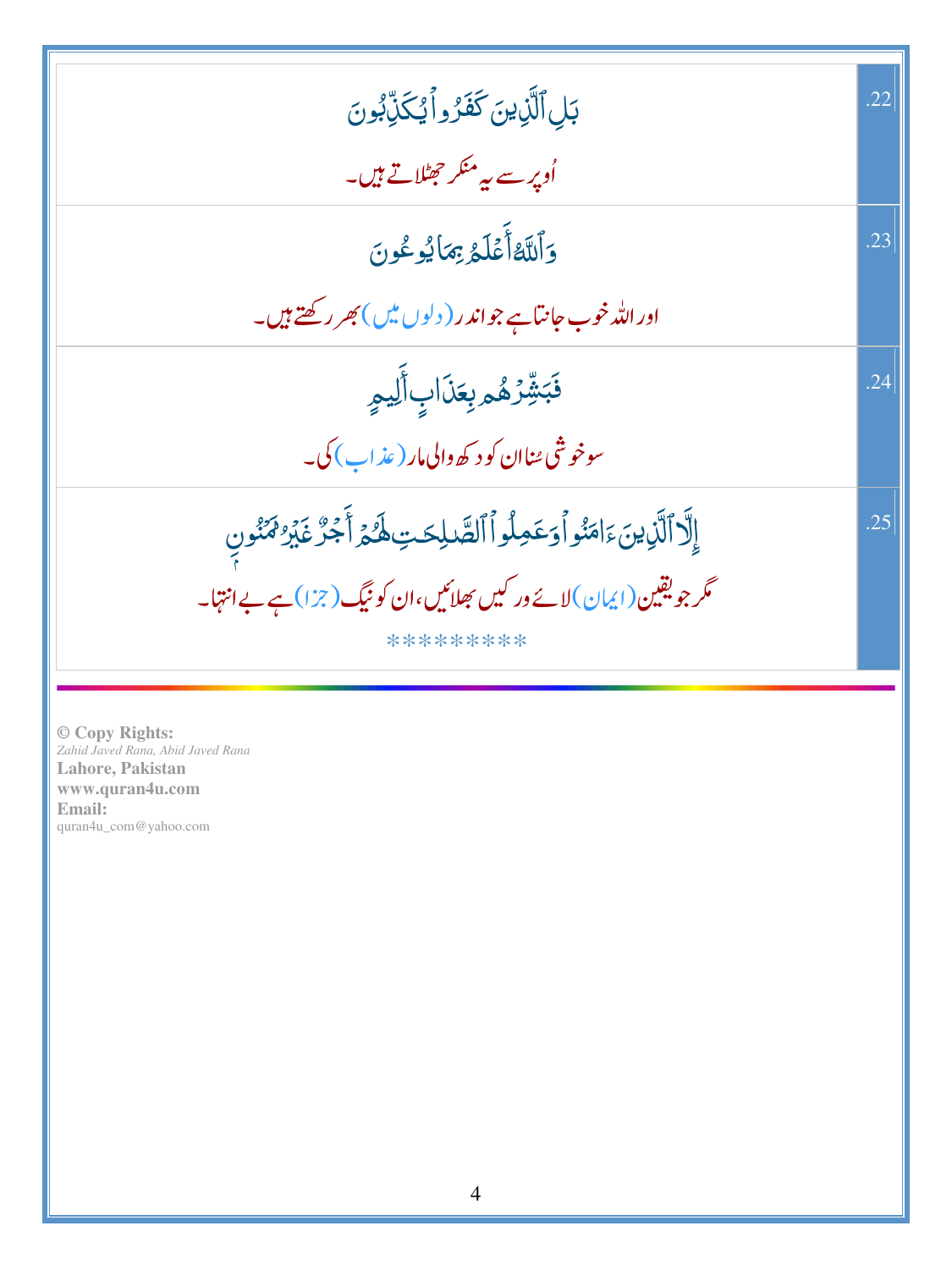| | |
|---|---|
| بَلِ ٱلَّذِينَ كَفَرُوا۟ يُكَذِّبُونَ<br>اُوپر سے یہ منکر جھٹلاتے ہیں۔ | .22 |
| وَٱللَّهُ أَعْلَمُ بِمَا يُوعُونَ<br>اور اللہ خوب جانتا ہے جو اندر (دلوں میں) بھر رکھتے ہیں۔ | .23 |
| فَبَشِّرْهُم بِعَذَابٍ أَلِيمٍ<br>سو خوشی سُنا ان کو دکھ والی مار (عذاب) کی۔ | .24 |
| إِلَّا ٱلَّذِينَ ءَامَنُوا۟ وَعَمِلُوا۟ ٱلصَّٰلِحَٰتِ لَهُمْ أَجْرٌ غَيْرُ مَمْنُونٍۭ<br>مگر جو یقین (ایمان) لائے اور کیں بھلائیں، ان کو نیگ (جزا) ہے بے انتہا۔<br>********* | .25 |

© Copy Rights:
*Zahid Javed Rana, Abid Javed Rana*
**Lahore, Pakistan**
**www.quran4u.com**
**Email:**
quran4u_com@yahoo.com